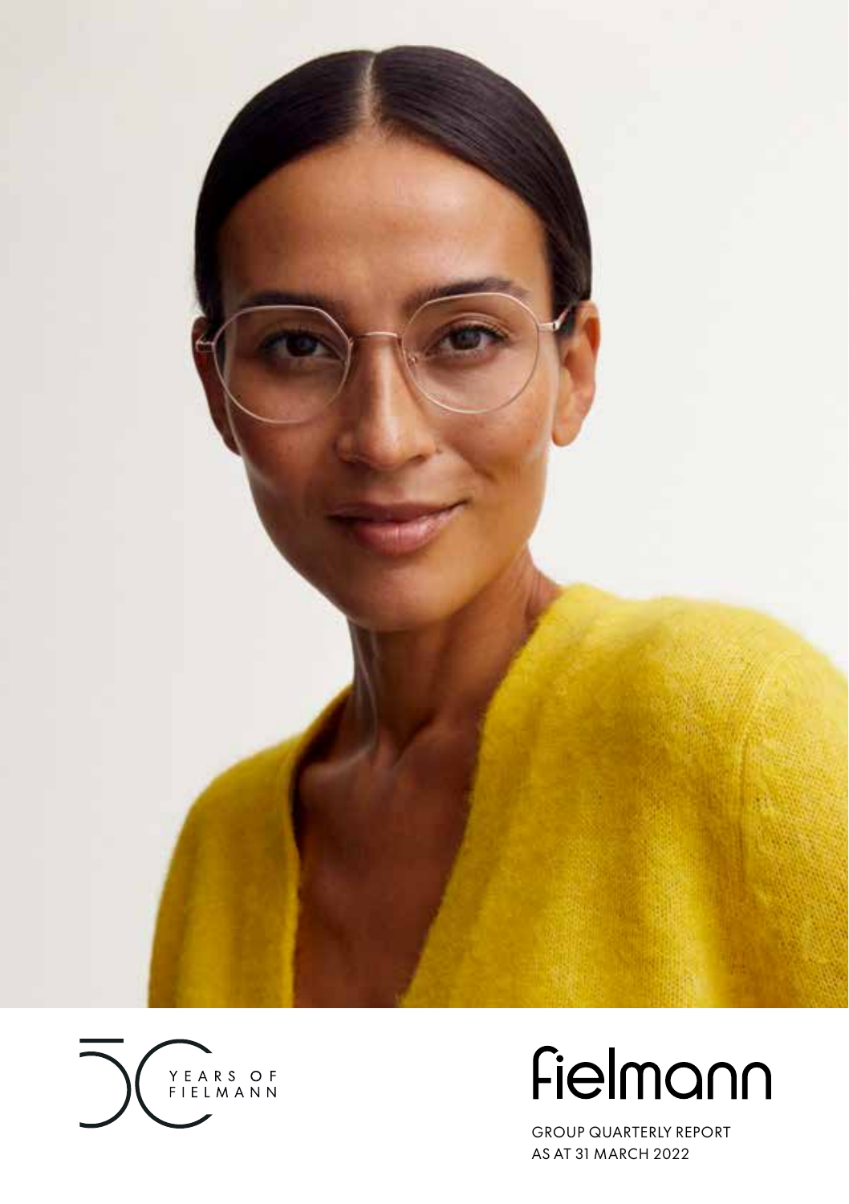YEARS OF FIELMANN

fielmann

GROUP QUARTERLY REPORT
AS AT 31 MARCH 2022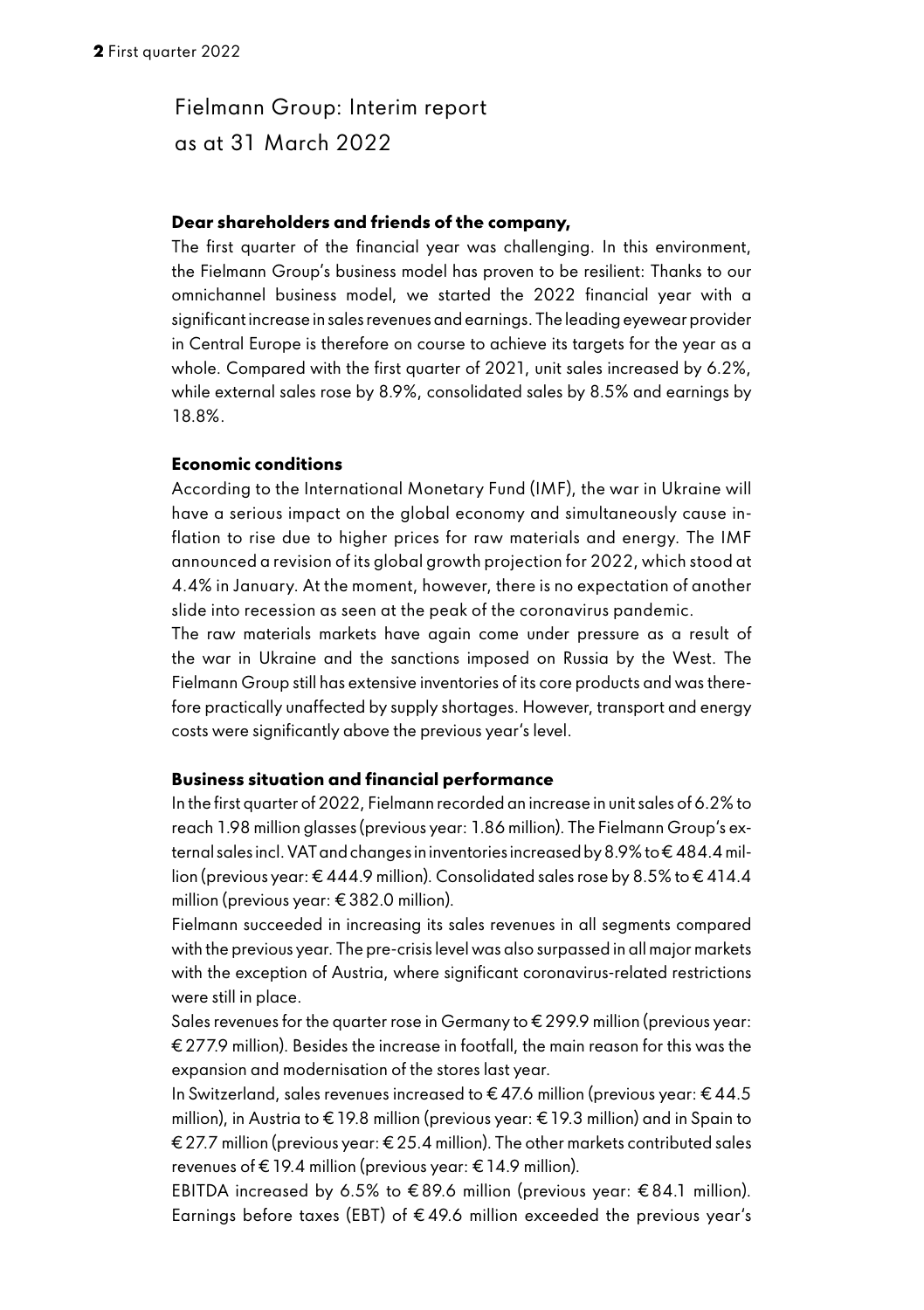# Fielmann Group: Interim report as at 31 March 2022

**Dear shareholders and friends of the company,**

The first quarter of the financial year was challenging. In this environment, the Fielmann Group's business model has proven to be resilient: Thanks to our omnichannel business model, we started the 2022 financial year with a significant increase in sales revenues and earnings. The leading eyewear provider in Central Europe is therefore on course to achieve its targets for the year as a whole. Compared with the first quarter of 2021, unit sales increased by 6.2%, while external sales rose by 8.9%, consolidated sales by 8.5% and earnings by 18.8%.

**Economic conditions**

According to the International Monetary Fund (IMF), the war in Ukraine will have a serious impact on the global economy and simultaneously cause inflation to rise due to higher prices for raw materials and energy. The IMF announced a revision of its global growth projection for 2022, which stood at 4.4% in January. At the moment, however, there is no expectation of another slide into recession as seen at the peak of the coronavirus pandemic.

The raw materials markets have again come under pressure as a result of the war in Ukraine and the sanctions imposed on Russia by the West. The Fielmann Group still has extensive inventories of its core products and was therefore practically unaffected by supply shortages. However, transport and energy costs were significantly above the previous year's level.

**Business situation and financial performance**

In the first quarter of 2022, Fielmann recorded an increase in unit sales of 6.2% to reach 1.98 million glasses (previous year: 1.86 million). The Fielmann Group's external sales incl. VAT and changes in inventories increased by 8.9% to € 484.4 million (previous year: € 444.9 million). Consolidated sales rose by 8.5% to € 414.4 million (previous year: € 382.0 million).

Fielmann succeeded in increasing its sales revenues in all segments compared with the previous year. The pre-crisis level was also surpassed in all major markets with the exception of Austria, where significant coronavirus-related restrictions were still in place.

Sales revenues for the quarter rose in Germany to € 299.9 million (previous year: € 277.9 million). Besides the increase in footfall, the main reason for this was the expansion and modernisation of the stores last year.

In Switzerland, sales revenues increased to € 47.6 million (previous year: € 44.5 million), in Austria to € 19.8 million (previous year: € 19.3 million) and in Spain to € 27.7 million (previous year: € 25.4 million). The other markets contributed sales revenues of € 19.4 million (previous year: € 14.9 million).

EBITDA increased by 6.5% to € 89.6 million (previous year: € 84.1 million). Earnings before taxes (EBT) of € 49.6 million exceeded the previous year's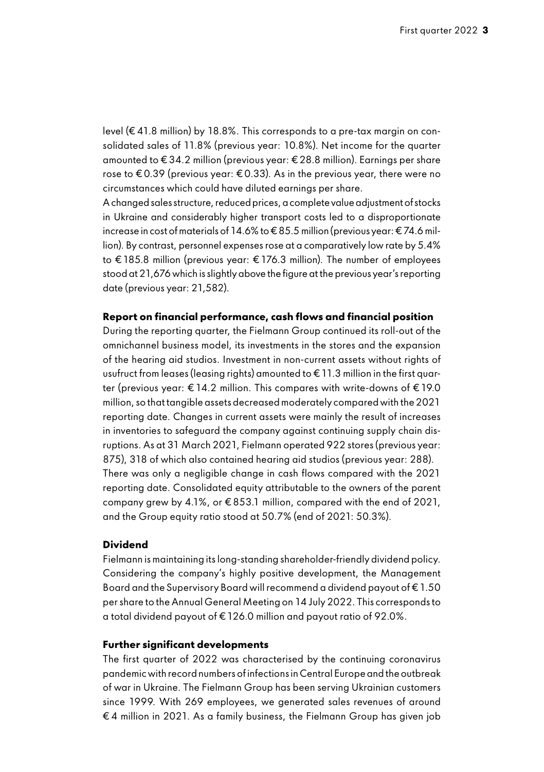level (€ 41.8 million) by 18.8%. This corresponds to a pre-tax margin on consolidated sales of 11.8% (previous year: 10.8%). Net income for the quarter amounted to € 34.2 million (previous year: € 28.8 million). Earnings per share rose to € 0.39 (previous year: € 0.33). As in the previous year, there were no circumstances which could have diluted earnings per share.

A changed sales structure, reduced prices, a complete value adjustment of stocks in Ukraine and considerably higher transport costs led to a disproportionate increase in cost of materials of 14.6% to € 85.5 million (previous year: € 74.6 million). By contrast, personnel expenses rose at a comparatively low rate by 5.4% to € 185.8 million (previous year: € 176.3 million). The number of employees stood at 21,676 which is slightly above the figure at the previous year's reporting date (previous year: 21,582).

**Report on financial performance, cash flows and financial position**

During the reporting quarter, the Fielmann Group continued its roll-out of the omnichannel business model, its investments in the stores and the expansion of the hearing aid studios. Investment in non-current assets without rights of usufruct from leases (leasing rights) amounted to € 11.3 million in the first quarter (previous year: € 14.2 million. This compares with write-downs of € 19.0 million, so that tangible assets decreased moderately compared with the 2021 reporting date. Changes in current assets were mainly the result of increases in inventories to safeguard the company against continuing supply chain disruptions. As at 31 March 2021, Fielmann operated 922 stores (previous year: 875), 318 of which also contained hearing aid studios (previous year: 288).

There was only a negligible change in cash flows compared with the 2021 reporting date. Consolidated equity attributable to the owners of the parent company grew by 4.1%, or € 853.1 million, compared with the end of 2021, and the Group equity ratio stood at 50.7% (end of 2021: 50.3%).

**Dividend**

Fielmann is maintaining its long-standing shareholder-friendly dividend policy. Considering the company's highly positive development, the Management Board and the Supervisory Board will recommend a dividend payout of € 1.50 per share to the Annual General Meeting on 14 July 2022. This corresponds to a total dividend payout of € 126.0 million and payout ratio of 92.0%.

**Further significant developments**

The first quarter of 2022 was characterised by the continuing coronavirus pandemic with record numbers of infections in Central Europe and the outbreak of war in Ukraine. The Fielmann Group has been serving Ukrainian customers since 1999. With 269 employees, we generated sales revenues of around € 4 million in 2021. As a family business, the Fielmann Group has given job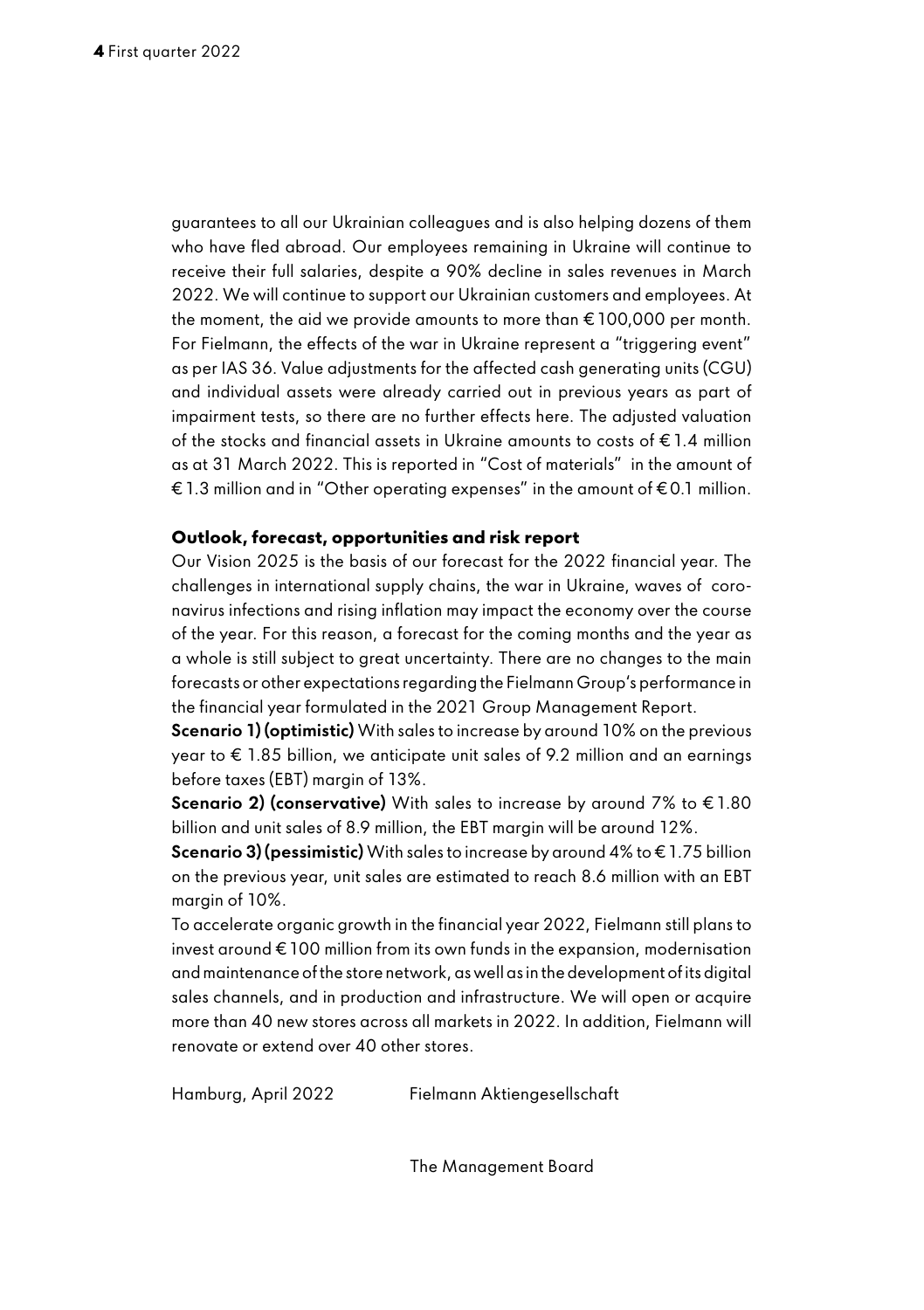guarantees to all our Ukrainian colleagues and is also helping dozens of them who have fled abroad. Our employees remaining in Ukraine will continue to receive their full salaries, despite a 90% decline in sales revenues in March 2022. We will continue to support our Ukrainian customers and employees. At the moment, the aid we provide amounts to more than € 100,000 per month. For Fielmann, the effects of the war in Ukraine represent a "triggering event" as per IAS 36. Value adjustments for the affected cash generating units (CGU) and individual assets were already carried out in previous years as part of impairment tests, so there are no further effects here. The adjusted valuation of the stocks and financial assets in Ukraine amounts to costs of € 1.4 million as at 31 March 2022. This is reported in "Cost of materials" in the amount of € 1.3 million and in "Other operating expenses" in the amount of € 0.1 million.

## Outlook, forecast, opportunities and risk report

Our Vision 2025 is the basis of our forecast for the 2022 financial year. The challenges in international supply chains, the war in Ukraine, waves of coronavirus infections and rising inflation may impact the economy over the course of the year. For this reason, a forecast for the coming months and the year as a whole is still subject to great uncertainty. There are no changes to the main forecasts or other expectations regarding the Fielmann Group's performance in the financial year formulated in the 2021 Group Management Report.

**Scenario 1) (optimistic)** With sales to increase by around 10% on the previous year to € 1.85 billion, we anticipate unit sales of 9.2 million and an earnings before taxes (EBT) margin of 13%.

**Scenario 2) (conservative)** With sales to increase by around 7% to € 1.80 billion and unit sales of 8.9 million, the EBT margin will be around 12%.

**Scenario 3) (pessimistic)** With sales to increase by around 4% to € 1.75 billion on the previous year, unit sales are estimated to reach 8.6 million with an EBT margin of 10%.

To accelerate organic growth in the financial year 2022, Fielmann still plans to invest around € 100 million from its own funds in the expansion, modernisation and maintenance of the store network, as well as in the development of its digital sales channels, and in production and infrastructure. We will open or acquire more than 40 new stores across all markets in 2022. In addition, Fielmann will renovate or extend over 40 other stores.

Hamburg, April 2022 Fielmann Aktiengesellschaft

The Management Board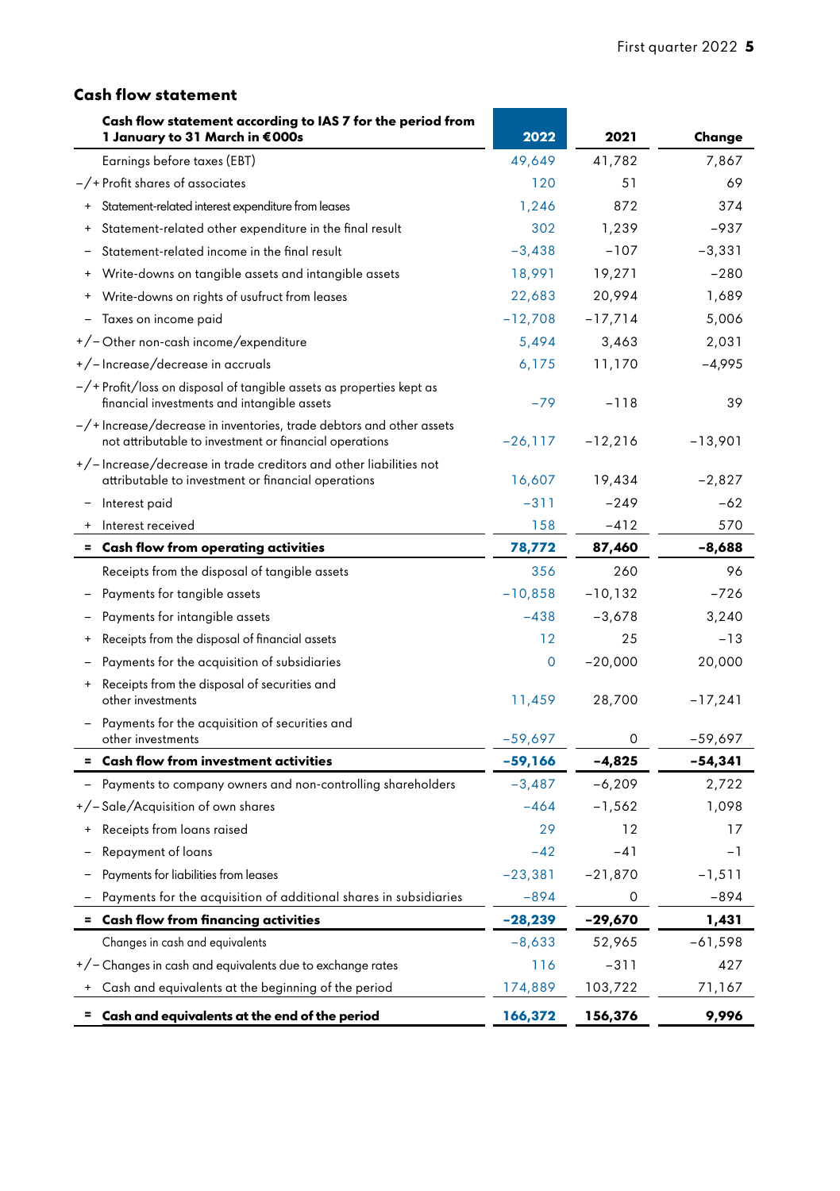## Cash flow statement

| Cash flow statement according to IAS 7 for the period from 1 January to 31 March in €000s | 2022 | 2021 | Change |
|---|---|---|---|
| Earnings before taxes (EBT) | 49,649 | 41,782 | 7,867 |
| −/+ Profit shares of associates | 120 | 51 | 69 |
| + Statement-related interest expenditure from leases | 1,246 | 872 | 374 |
| + Statement-related other expenditure in the final result | 302 | 1,239 | −937 |
| − Statement-related income in the final result | −3,438 | −107 | −3,331 |
| + Write-downs on tangible assets and intangible assets | 18,991 | 19,271 | −280 |
| + Write-downs on rights of usufruct from leases | 22,683 | 20,994 | 1,689 |
| − Taxes on income paid | −12,708 | −17,714 | 5,006 |
| +/− Other non-cash income/expenditure | 5,494 | 3,463 | 2,031 |
| +/− Increase/decrease in accruals | 6,175 | 11,170 | −4,995 |
| −/+ Profit/loss on disposal of tangible assets as properties kept as financial investments and intangible assets | −79 | −118 | 39 |
| −/+ Increase/decrease in inventories, trade debtors and other assets not attributable to investment or financial operations | −26,117 | −12,216 | −13,901 |
| +/− Increase/decrease in trade creditors and other liabilities not attributable to investment or financial operations | 16,607 | 19,434 | −2,827 |
| − Interest paid | −311 | −249 | −62 |
| + Interest received | 158 | −412 | 570 |
| **= Cash flow from operating activities** | **78,772** | **87,460** | **−8,688** |
| Receipts from the disposal of tangible assets | 356 | 260 | 96 |
| − Payments for tangible assets | −10,858 | −10,132 | −726 |
| − Payments for intangible assets | −438 | −3,678 | 3,240 |
| + Receipts from the disposal of financial assets | 12 | 25 | −13 |
| − Payments for the acquisition of subsidiaries | 0 | −20,000 | 20,000 |
| + Receipts from the disposal of securities and other investments | 11,459 | 28,700 | −17,241 |
| − Payments for the acquisition of securities and other investments | −59,697 | 0 | −59,697 |
| **= Cash flow from investment activities** | **−59,166** | **−4,825** | **−54,341** |
| − Payments to company owners and non-controlling shareholders | −3,487 | −6,209 | 2,722 |
| +/− Sale/Acquisition of own shares | −464 | −1,562 | 1,098 |
| + Receipts from loans raised | 29 | 12 | 17 |
| − Repayment of loans | −42 | −41 | −1 |
| − Payments for liabilities from leases | −23,381 | −21,870 | −1,511 |
| − Payments for the acquisition of additional shares in subsidiaries | −894 | 0 | −894 |
| **= Cash flow from financing activities** | **−28,239** | **−29,670** | **1,431** |
| Changes in cash and equivalents | −8,633 | 52,965 | −61,598 |
| +/− Changes in cash and equivalents due to exchange rates | 116 | −311 | 427 |
| + Cash and equivalents at the beginning of the period | 174,889 | 103,722 | 71,167 |
| **= Cash and equivalents at the end of the period** | **166,372** | **156,376** | **9,996** |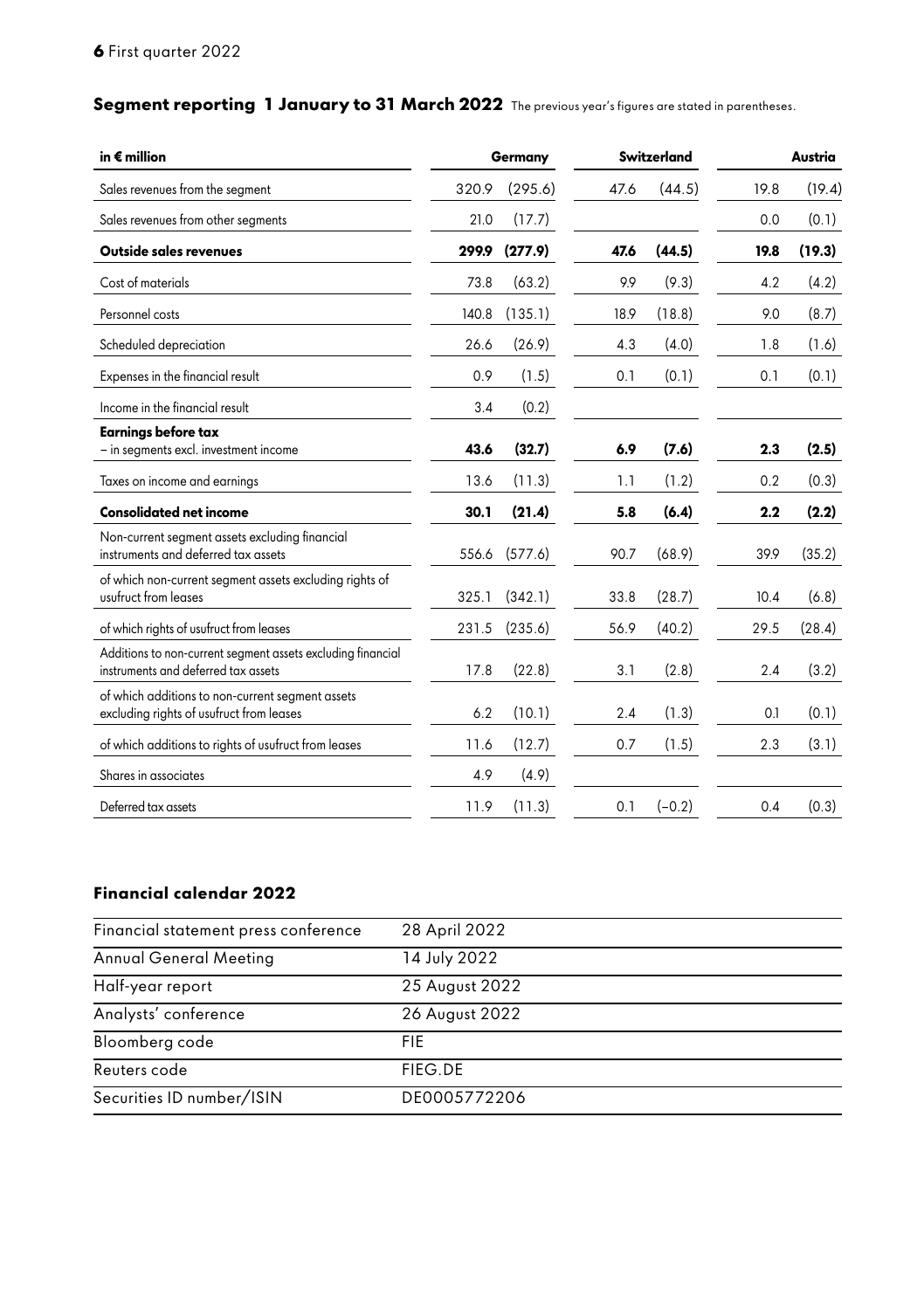## Segment reporting 1 January to 31 March 2022

The previous year's figures are stated in parentheses.

| in € million | Germany | | Switzerland | | Austria | |
|---|---|---|---|---|---|---|
| Sales revenues from the segment | 320.9 | (295.6) | 47.6 | (44.5) | 19.8 | (19.4) |
| Sales revenues from other segments | 21.0 | (17.7) | | | 0.0 | (0.1) |
| **Outside sales revenues** | **299.9** | **(277.9)** | **47.6** | **(44.5)** | **19.8** | **(19.3)** |
| Cost of materials | 73.8 | (63.2) | 9.9 | (9.3) | 4.2 | (4.2) |
| Personnel costs | 140.8 | (135.1) | 18.9 | (18.8) | 9.0 | (8.7) |
| Scheduled depreciation | 26.6 | (26.9) | 4.3 | (4.0) | 1.8 | (1.6) |
| Expenses in the financial result | 0.9 | (1.5) | 0.1 | (0.1) | 0.1 | (0.1) |
| Income in the financial result | 3.4 | (0.2) | | | | |
| **Earnings before tax** – in segments excl. investment income | **43.6** | **(32.7)** | **6.9** | **(7.6)** | **2.3** | **(2.5)** |
| Taxes on income and earnings | 13.6 | (11.3) | 1.1 | (1.2) | 0.2 | (0.3) |
| **Consolidated net income** | **30.1** | **(21.4)** | **5.8** | **(6.4)** | **2.2** | **(2.2)** |
| Non-current segment assets excluding financial instruments and deferred tax assets | 556.6 | (577.6) | 90.7 | (68.9) | 39.9 | (35.2) |
| of which non-current segment assets excluding rights of usufruct from leases | 325.1 | (342.1) | 33.8 | (28.7) | 10.4 | (6.8) |
| of which rights of usufruct from leases | 231.5 | (235.6) | 56.9 | (40.2) | 29.5 | (28.4) |
| Additions to non-current segment assets excluding financial instruments and deferred tax assets | 17.8 | (22.8) | 3.1 | (2.8) | 2.4 | (3.2) |
| of which additions to non-current segment assets excluding rights of usufruct from leases | 6.2 | (10.1) | 2.4 | (1.3) | 0.1 | (0.1) |
| of which additions to rights of usufruct from leases | 11.6 | (12.7) | 0.7 | (1.5) | 2.3 | (3.1) |
| Shares in associates | 4.9 | (4.9) | | | | |
| Deferred tax assets | 11.9 | (11.3) | 0.1 | (–0.2) | 0.4 | (0.3) |

### Financial calendar 2022

| | |
|---|---|
| Financial statement press conference | 28 April 2022 |
| Annual General Meeting | 14 July 2022 |
| Half-year report | 25 August 2022 |
| Analysts' conference | 26 August 2022 |
| Bloomberg code | FIE |
| Reuters code | FIEG.DE |
| Securities ID number/ISIN | DE0005772206 |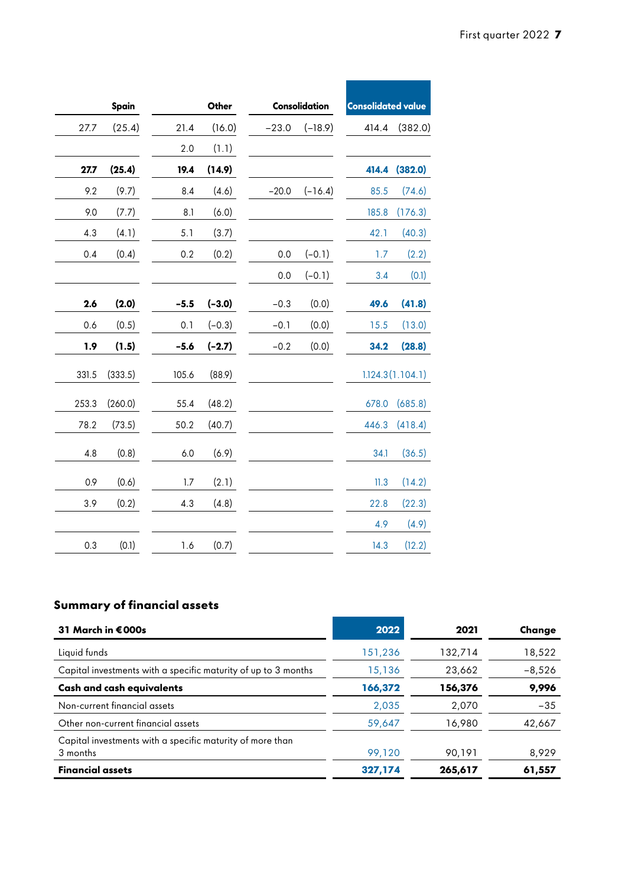| Spain | | Other | | Consolidation | | Consolidated value | |
|---|---|---|---|---|---|---|---|
| 27.7 | (25.4) | 21.4 | (16.0) | −23.0 | (−18.9) | 414.4 | (382.0) |
| | | 2.0 | (1.1) | | | | |
| **27.7** | **(25.4)** | **19.4** | **(14.9)** | | | **414.4** | **(382.0)** |
| 9.2 | (9.7) | 8.4 | (4.6) | −20.0 | (−16.4) | 85.5 | (74.6) |
| 9.0 | (7.7) | 8.1 | (6.0) | | | 185.8 | (176.3) |
| 4.3 | (4.1) | 5.1 | (3.7) | | | 42.1 | (40.3) |
| 0.4 | (0.4) | 0.2 | (0.2) | 0.0 | (−0.1) | 1.7 | (2.2) |
| | | | | 0.0 | (−0.1) | 3.4 | (0.1) |
| **2.6** | **(2.0)** | **−5.5** | **(−3.0)** | −0.3 | (0.0) | **49.6** | **(41.8)** |
| 0.6 | (0.5) | 0.1 | (−0.3) | −0.1 | (0.0) | 15.5 | (13.0) |
| **1.9** | **(1.5)** | **−5.6** | **(−2.7)** | −0.2 | (0.0) | **34.2** | **(28.8)** |
| 331.5 | (333.5) | 105.6 | (88.9) | | | 1,124.3 | (1,104.1) |
| 253.3 | (260.0) | 55.4 | (48.2) | | | 678.0 | (685.8) |
| 78.2 | (73.5) | 50.2 | (40.7) | | | 446.3 | (418.4) |
| 4.8 | (0.8) | 6.0 | (6.9) | | | 34.1 | (36.5) |
| 0.9 | (0.6) | 1.7 | (2.1) | | | 11.3 | (14.2) |
| 3.9 | (0.2) | 4.3 | (4.8) | | | 22.8 | (22.3) |
| | | | | | | 4.9 | (4.9) |
| 0.3 | (0.1) | 1.6 | (0.7) | | | 14.3 | (12.2) |

## Summary of financial assets

| 31 March in €000s | 2022 | 2021 | Change |
|---|---|---|---|
| Liquid funds | 151,236 | 132,714 | 18,522 |
| Capital investments with a specific maturity of up to 3 months | 15,136 | 23,662 | −8,526 |
| **Cash and cash equivalents** | **166,372** | **156,376** | **9,996** |
| Non-current financial assets | 2,035 | 2,070 | −35 |
| Other non-current financial assets | 59,647 | 16,980 | 42,667 |
| Capital investments with a specific maturity of more than 3 months | 99,120 | 90,191 | 8,929 |
| **Financial assets** | **327,174** | **265,617** | **61,557** |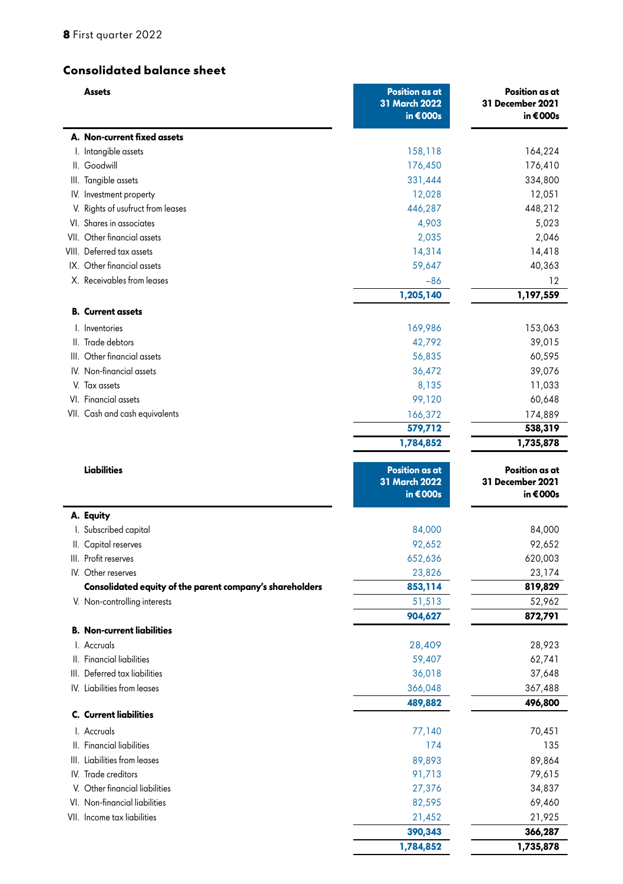## Consolidated balance sheet

| Assets | Position as at 31 March 2022 in €000s | Position as at 31 December 2021 in €000s |
|---|---|---|
| **A. Non-current fixed assets** | | |
| I. Intangible assets | 158,118 | 164,224 |
| II. Goodwill | 176,450 | 176,410 |
| III. Tangible assets | 331,444 | 334,800 |
| IV. Investment property | 12,028 | 12,051 |
| V. Rights of usufruct from leases | 446,287 | 448,212 |
| VI. Shares in associates | 4,903 | 5,023 |
| VII. Other financial assets | 2,035 | 2,046 |
| VIII. Deferred tax assets | 14,314 | 14,418 |
| IX. Other financial assets | 59,647 | 40,363 |
| X. Receivables from leases | −86 | 12 |
| | **1,205,140** | **1,197,559** |
| **B. Current assets** | | |
| I. Inventories | 169,986 | 153,063 |
| II. Trade debtors | 42,792 | 39,015 |
| III. Other financial assets | 56,835 | 60,595 |
| IV. Non-financial assets | 36,472 | 39,076 |
| V. Tax assets | 8,135 | 11,033 |
| VI. Financial assets | 99,120 | 60,648 |
| VII. Cash and cash equivalents | 166,372 | 174,889 |
| | **579,712** | **538,319** |
| | **1,784,852** | **1,735,878** |

| Liabilities | Position as at 31 March 2022 in €000s | Position as at 31 December 2021 in €000s |
|---|---|---|
| **A. Equity** | | |
| I. Subscribed capital | 84,000 | 84,000 |
| II. Capital reserves | 92,652 | 92,652 |
| III. Profit reserves | 652,636 | 620,003 |
| IV. Other reserves | 23,826 | 23,174 |
| **Consolidated equity of the parent company's shareholders** | **853,114** | **819,829** |
| V. Non-controlling interests | 51,513 | 52,962 |
| | **904,627** | **872,791** |
| **B. Non-current liabilities** | | |
| I. Accruals | 28,409 | 28,923 |
| II. Financial liabilities | 59,407 | 62,741 |
| III. Deferred tax liabilities | 36,018 | 37,648 |
| IV. Liabilities from leases | 366,048 | 367,488 |
| | **489,882** | **496,800** |
| **C. Current liabilities** | | |
| I. Accruals | 77,140 | 70,451 |
| II. Financial liabilities | 174 | 135 |
| III. Liabilities from leases | 89,893 | 89,864 |
| IV. Trade creditors | 91,713 | 79,615 |
| V. Other financial liabilities | 27,376 | 34,837 |
| VI. Non-financial liabilities | 82,595 | 69,460 |
| VII. Income tax liabilities | 21,452 | 21,925 |
| | **390,343** | **366,287** |
| | **1,784,852** | **1,735,878** |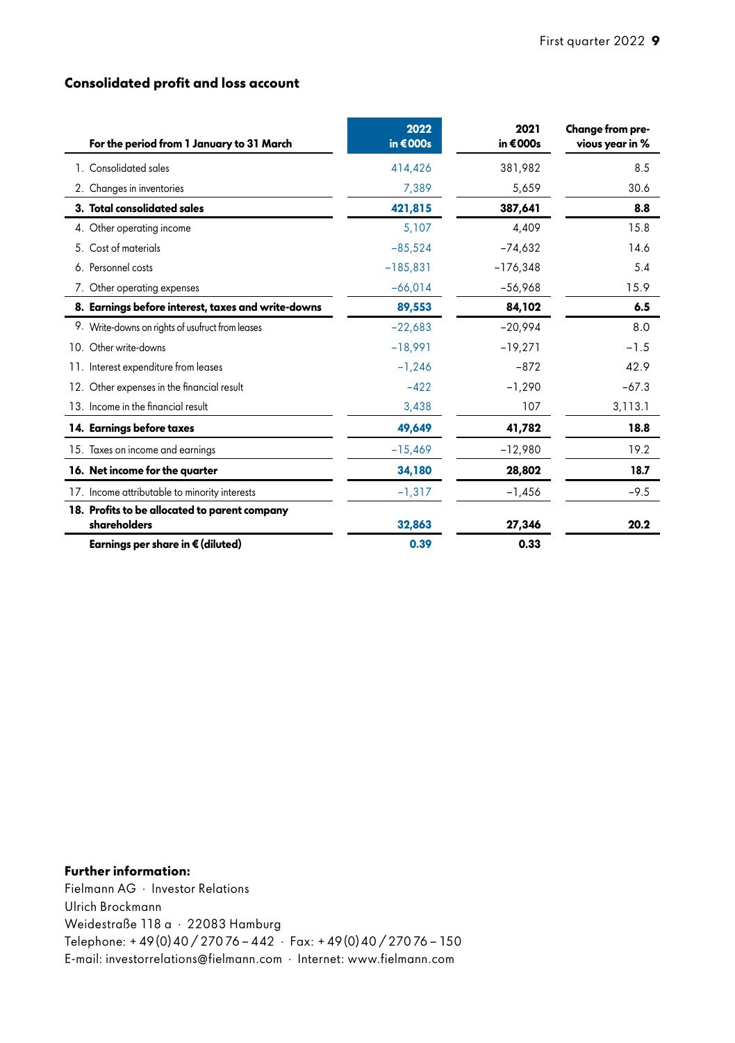## Consolidated profit and loss account

| For the period from 1 January to 31 March | 2022 in €000s | 2021 in €000s | Change from previous year in % |
|---|---|---|---|
| 1. Consolidated sales | 414,426 | 381,982 | 8.5 |
| 2. Changes in inventories | 7,389 | 5,659 | 30.6 |
| **3. Total consolidated sales** | **421,815** | **387,641** | **8.8** |
| 4. Other operating income | 5,107 | 4,409 | 15.8 |
| 5. Cost of materials | −85,524 | −74,632 | 14.6 |
| 6. Personnel costs | −185,831 | −176,348 | 5.4 |
| 7. Other operating expenses | −66,014 | −56,968 | 15.9 |
| **8. Earnings before interest, taxes and write-downs** | **89,553** | **84,102** | **6.5** |
| 9. Write-downs on rights of usufruct from leases | −22,683 | −20,994 | 8.0 |
| 10. Other write-downs | −18,991 | −19,271 | −1.5 |
| 11. Interest expenditure from leases | −1,246 | −872 | 42.9 |
| 12. Other expenses in the financial result | −422 | −1,290 | −67.3 |
| 13. Income in the financial result | 3,438 | 107 | 3,113.1 |
| **14. Earnings before taxes** | **49,649** | **41,782** | **18.8** |
| 15. Taxes on income and earnings | −15,469 | −12,980 | 19.2 |
| **16. Net income for the quarter** | **34,180** | **28,802** | **18.7** |
| 17. Income attributable to minority interests | −1,317 | −1,456 | −9.5 |
| **18. Profits to be allocated to parent company shareholders** | **32,863** | **27,346** | **20.2** |
| **Earnings per share in € (diluted)** | **0.39** | **0.33** | |

**Further information:**
Fielmann AG · Investor Relations
Ulrich Brockmann
Weidestraße 118 a · 22083 Hamburg
Telephone: + 49 (0) 40 / 270 76 – 442 · Fax: + 49 (0) 40 / 270 76 – 150
E-mail: investorrelations@fielmann.com · Internet: www.fielmann.com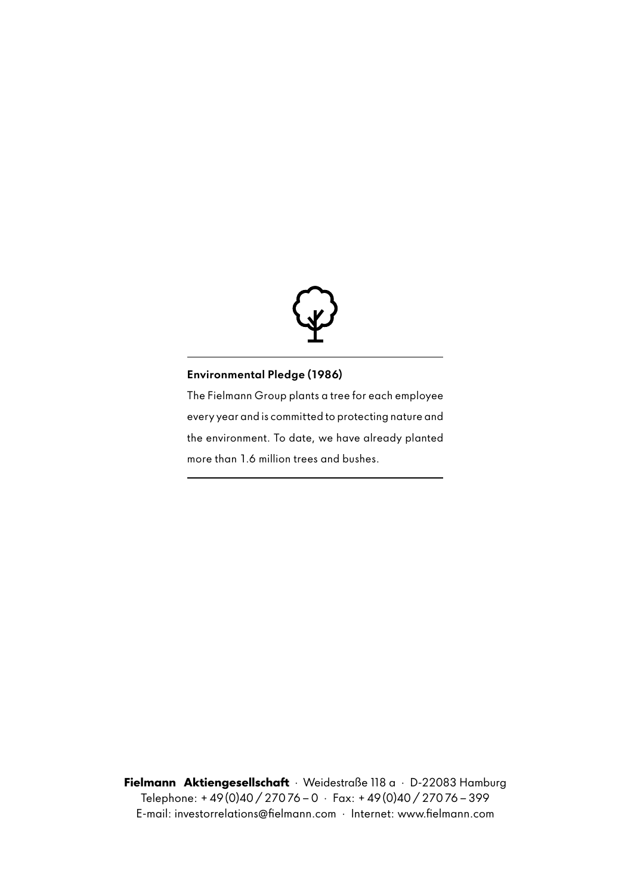**Environmental Pledge (1986)**

The Fielmann Group plants a tree for each employee every year and is committed to protecting nature and the environment. To date, we have already planted more than 1.6 million trees and bushes.

**Fielmann Aktiengesellschaft** · Weidestraße 118 a · D-22083 Hamburg
Telephone: + 49 (0)40 / 270 76 – 0 · Fax: + 49 (0)40 / 270 76 – 399
E-mail: investorrelations@fielmann.com · Internet: www.fielmann.com